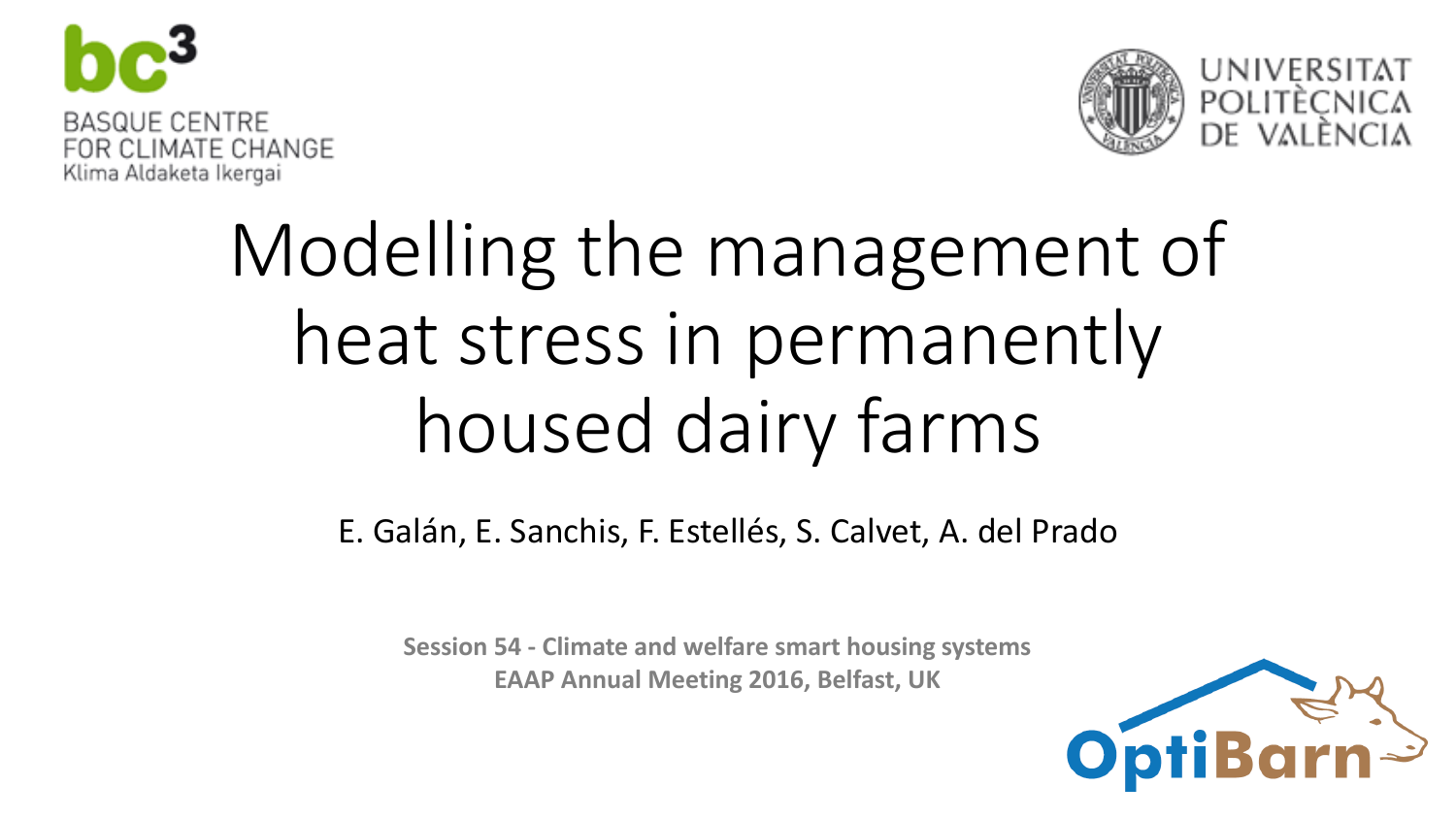BASQUE CENTRE FOR CLIMATE CHANGE
Klima Aldaketa Ikergai

UNIVERSITAT POLITÈCNICA DE VALÈNCIA

# Modelling the management of heat stress in permanently housed dairy farms

E. Galán, E. Sanchis, F. Estellés, S. Calvet, A. del Prado

**Session 54 - Climate and welfare smart housing systems**
**EAAP Annual Meeting 2016, Belfast, UK**

OptiBarn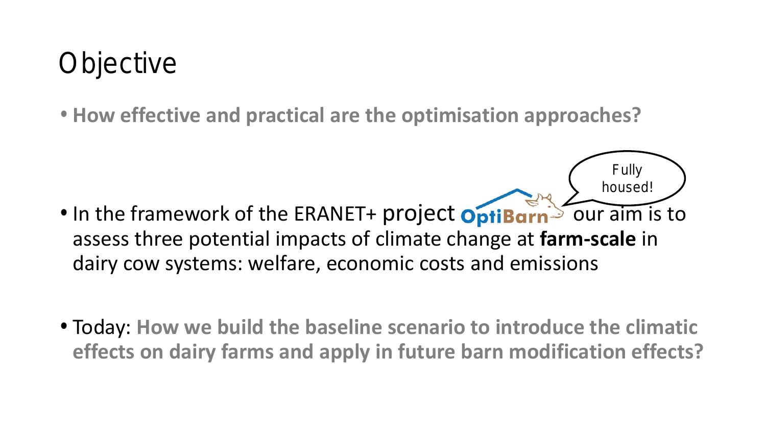# Objective

- **How effective and practical are the optimisation approaches?**

Fully housed!

- In the framework of the ERANET+ project OptiBarn our aim is to assess three potential impacts of climate change at **farm-scale** in dairy cow systems: welfare, economic costs and emissions

- Today: **How we build the baseline scenario to introduce the climatic effects on dairy farms and apply in future barn modification effects?**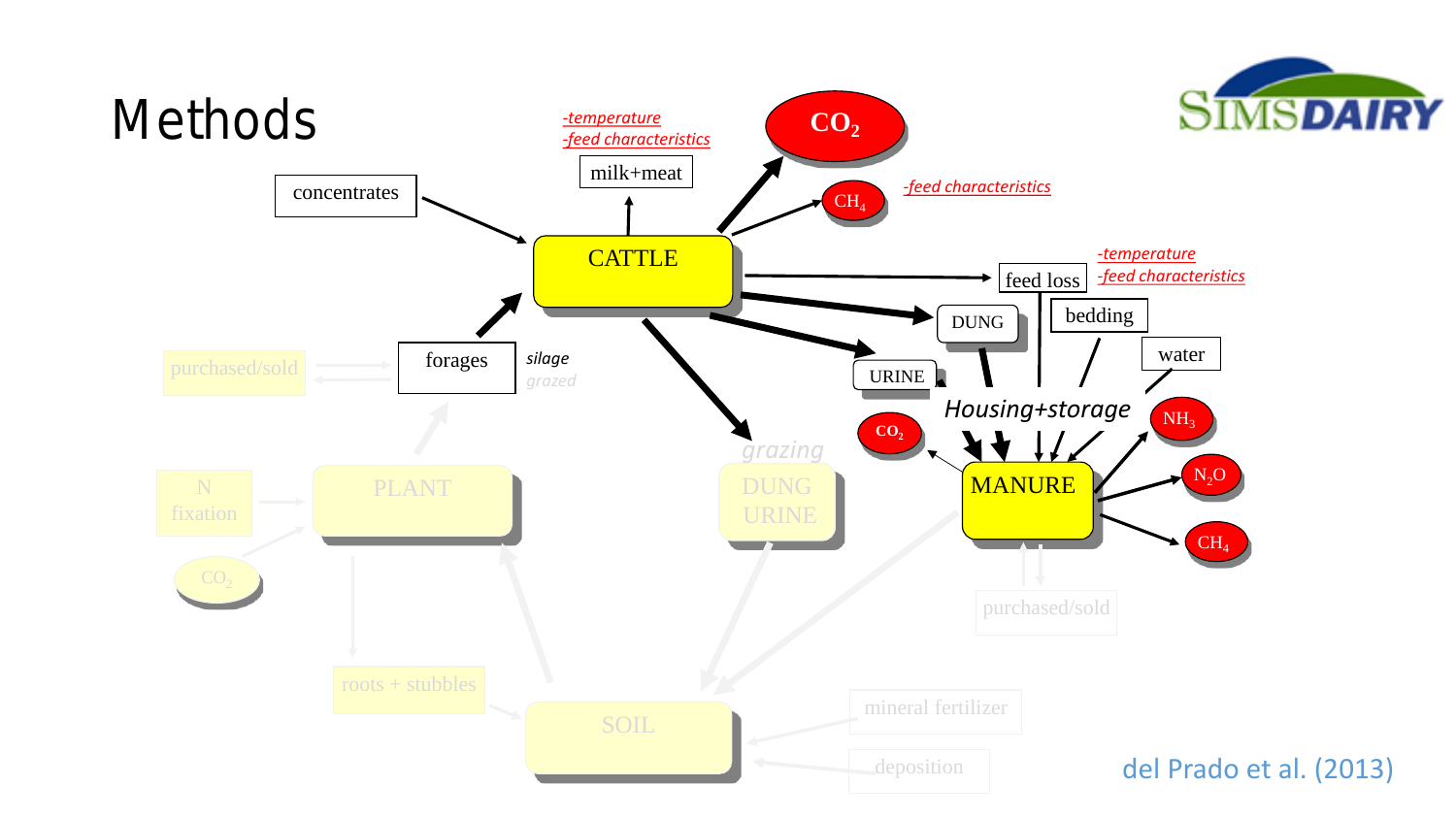# Methods

concentrates

*-temperature*
*-feed characteristics*

milk+meat

$CO_2$

$CH_4$

*-feed characteristics*

CATTLE

feed loss

*-temperature*
*-feed characteristics*

DUNG

bedding

URINE

water

forages

*silage*
*grazed*

purchased/sold

*Housing+storage*

$CO_2$

$NH_3$

*grazing*

DUNG URINE

MANURE

$N_2O$

$CH_4$

N fixation

PLANT

$CO_2$

purchased/sold

roots + stubbles

SOIL

mineral fertilizer

deposition

del Prado et al. (2013)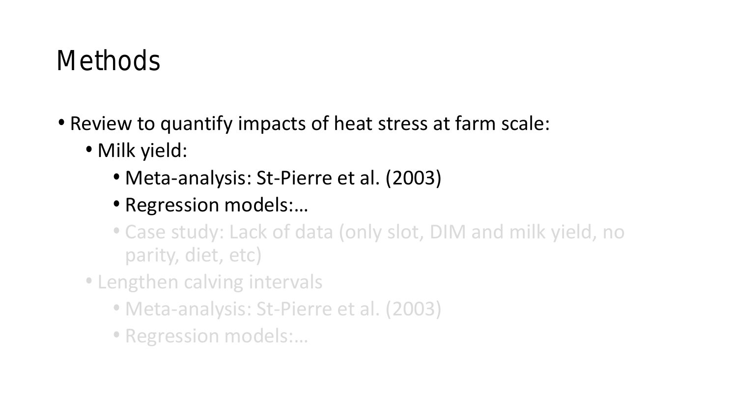# Methods

- Review to quantify impacts of heat stress at farm scale:
  - Milk yield:
    - Meta-analysis: St-Pierre et al. (2003)
    - Regression models:…
    - Case study: Lack of data (only slot, DIM and milk yield, no parity, diet, etc)
  - Lengthen calving intervals
    - Meta-analysis: St-Pierre et al. (2003)
    - Regression models:…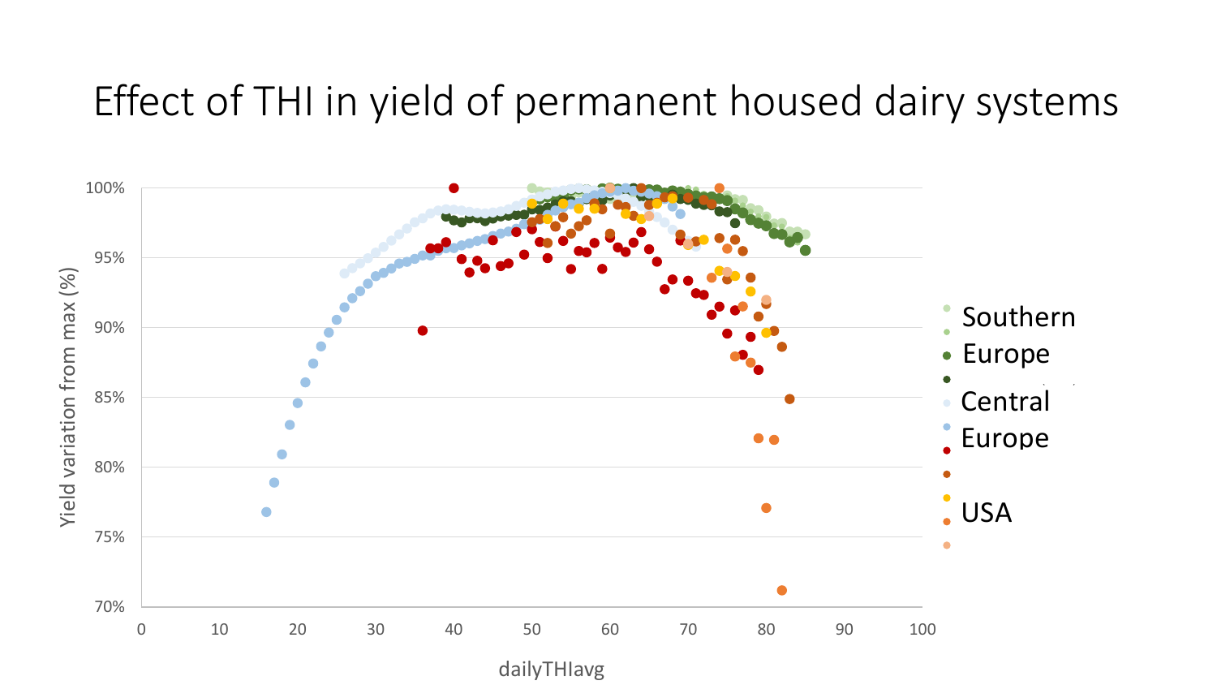# Effect of THI in yield of permanent housed dairy systems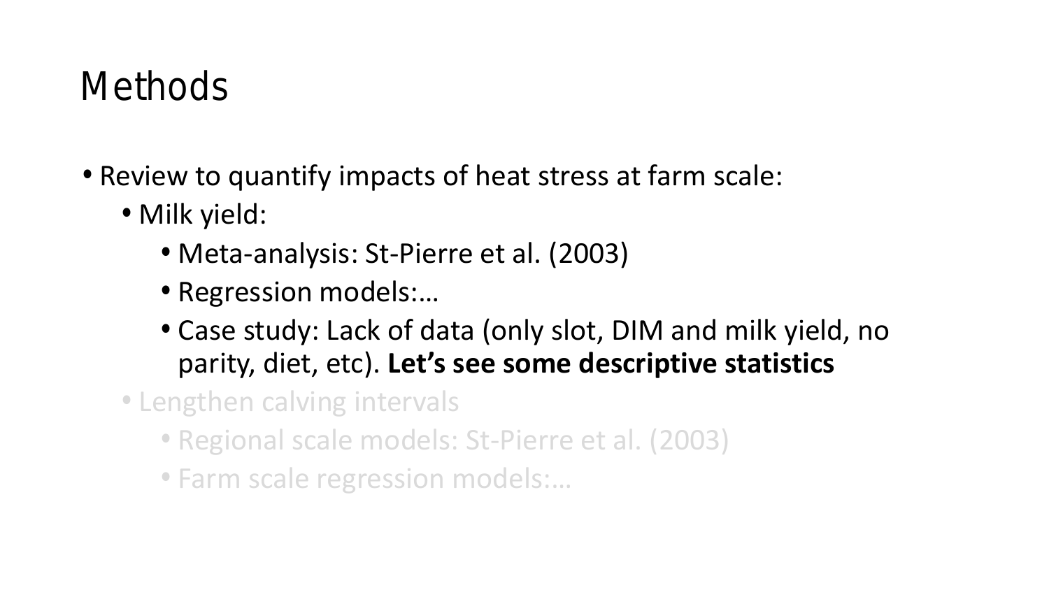# Methods

- Review to quantify impacts of heat stress at farm scale:
  - Milk yield:
    - Meta-analysis: St-Pierre et al. (2003)
    - Regression models:…
    - Case study: Lack of data (only slot, DIM and milk yield, no parity, diet, etc). **Let's see some descriptive statistics**
  - Lengthen calving intervals
    - Regional scale models: St-Pierre et al. (2003)
    - Farm scale regression models:…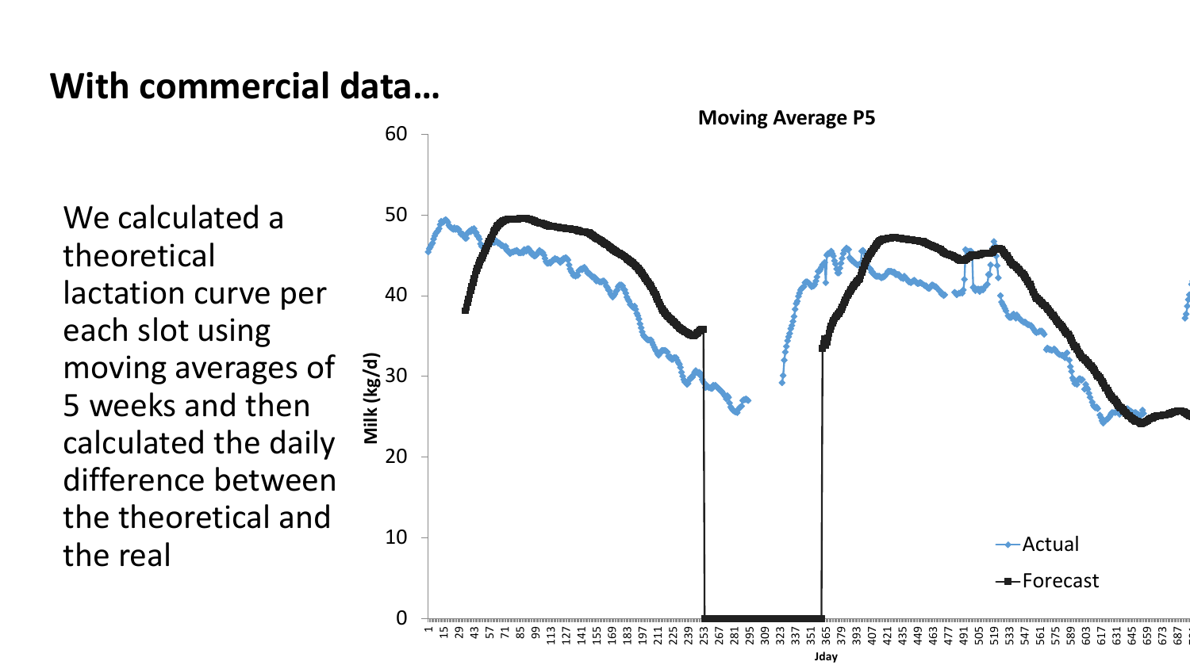# With commercial data…

We calculated a theoretical lactation curve per each slot using moving averages of 5 weeks and then calculated the daily difference between the theoretical and the real

**Moving Average P5**

- Actual
- Forecast

Milk (kg/d)

Jday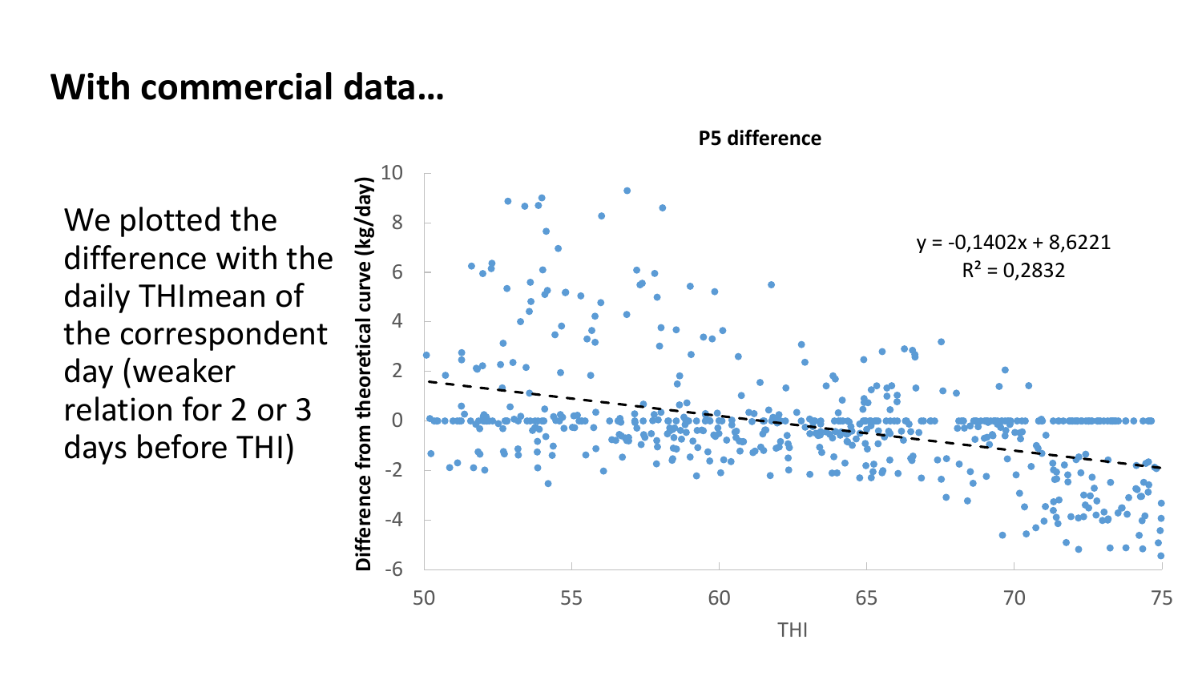# With commercial data…

We plotted the difference with the daily THImean of the correspondent day (weaker relation for 2 or 3 days before THI)

**P5 difference**

$y = -0,1402x + 8,6221$

$R^2 = 0,2832$

Difference from theoretical curve (kg/day)

THI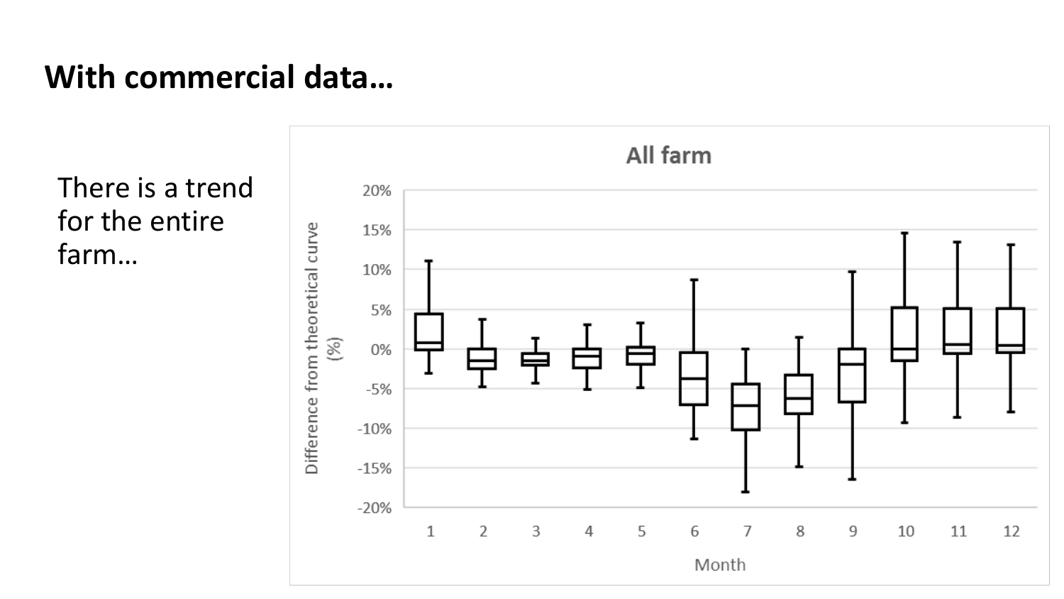# With commercial data…

There is a trend for the entire farm…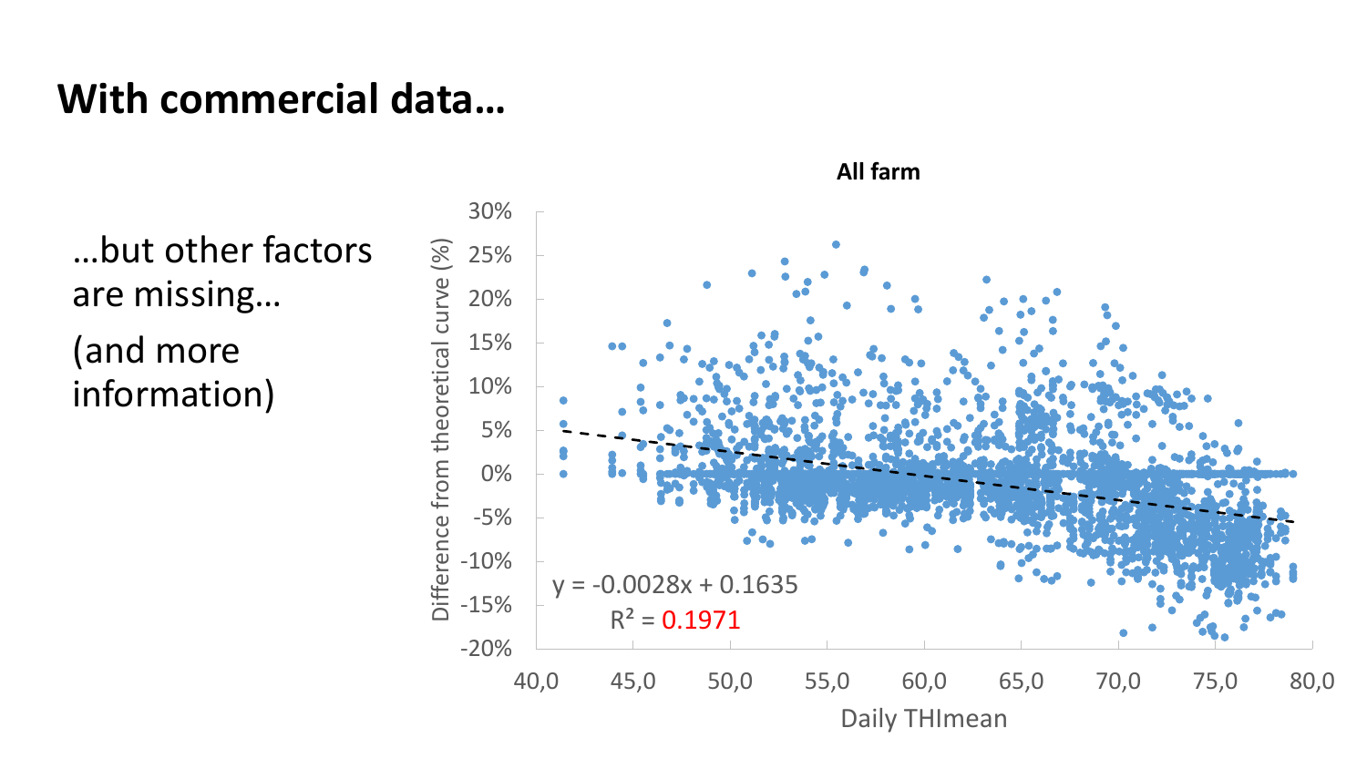# With commercial data…

…but other factors are missing…

(and more information)

**All farm**

$y = -0.0028x + 0.1635$

$R^2 = 0.1971$

Difference from theoretical curve (%)

Daily THImean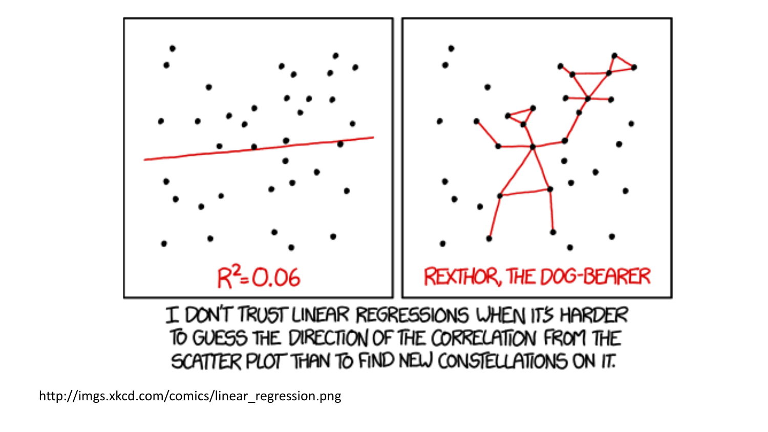$R^2 = 0.06$

REXTHOR, THE DOG-BEARER

I DON'T TRUST LINEAR REGRESSIONS WHEN IT'S HARDER TO GUESS THE DIRECTION OF THE CORRELATION FROM THE SCATTER PLOT THAN TO FIND NEW CONSTELLATIONS ON IT.

http://imgs.xkcd.com/comics/linear_regression.png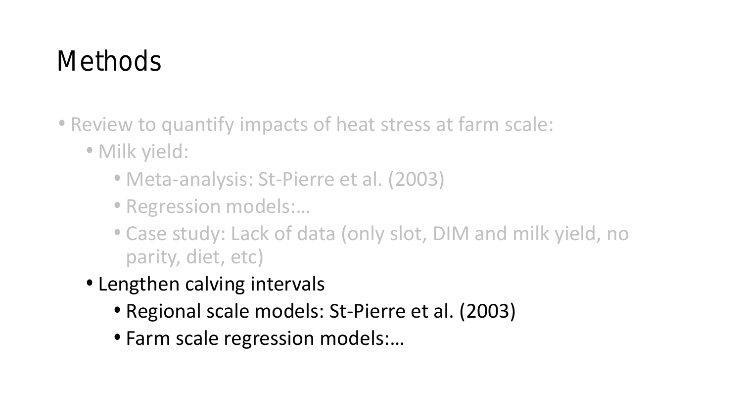# Methods

- Review to quantify impacts of heat stress at farm scale:
  - Milk yield:
    - Meta-analysis: St-Pierre et al. (2003)
    - Regression models:…
    - Case study: Lack of data (only slot, DIM and milk yield, no parity, diet, etc)
  - Lengthen calving intervals
    - Regional scale models: St-Pierre et al. (2003)
    - Farm scale regression models:…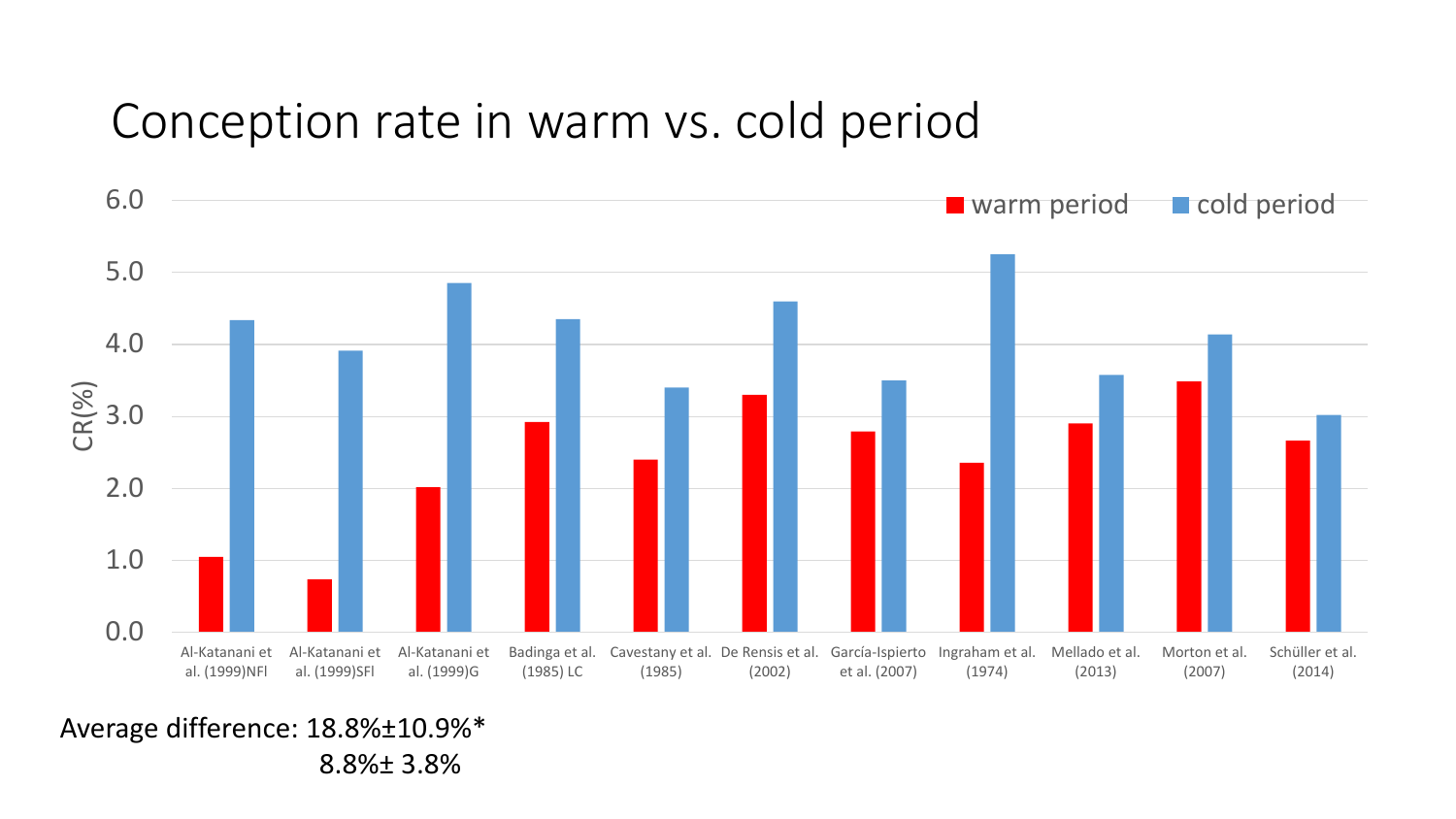# Conception rate in warm vs. cold period

Average difference: 18.8%±10.9%*

8.8%± 3.8%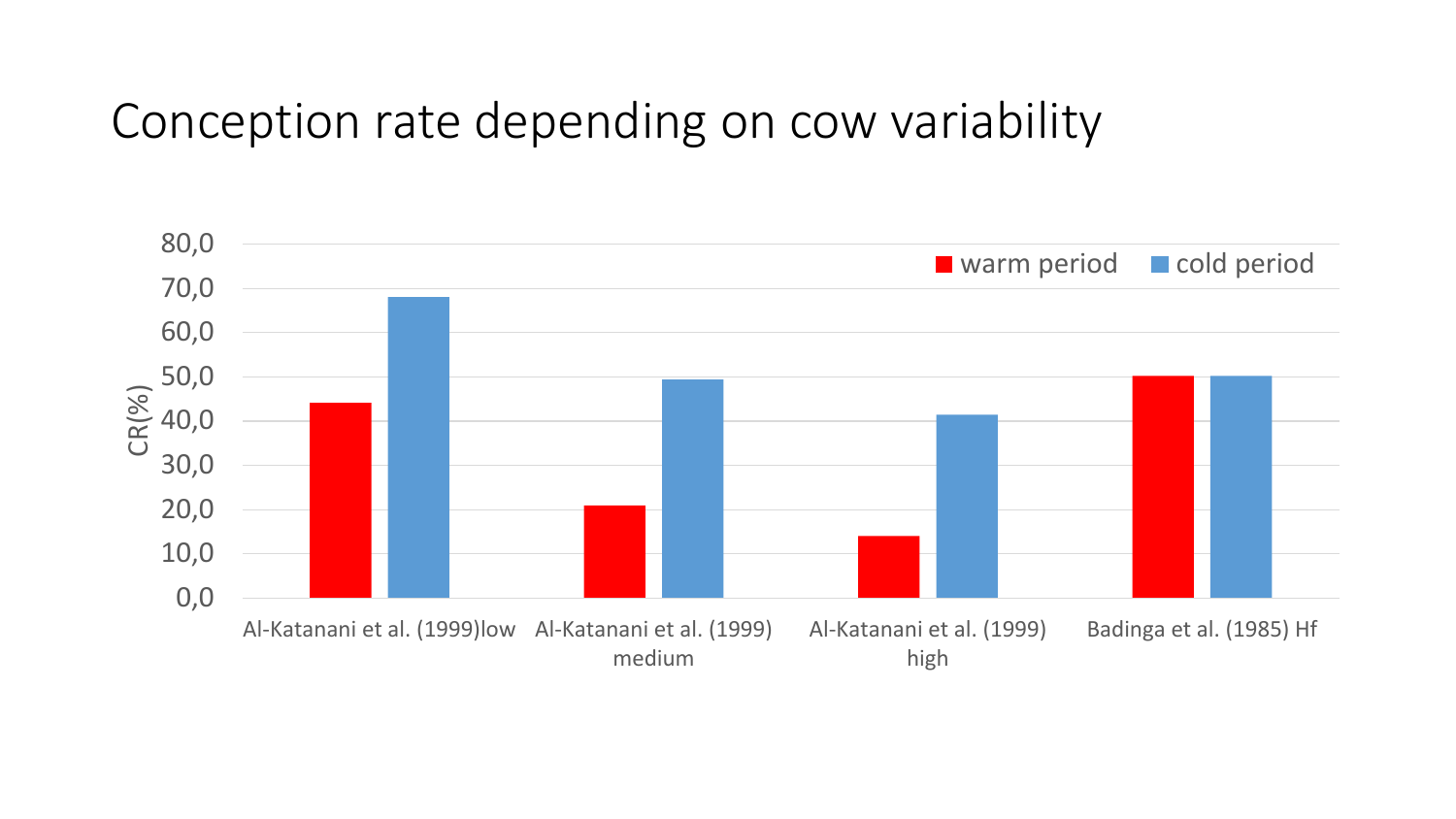# Conception rate depending on cow variability

| | warm period | cold period |
|---|---|---|
| Al-Katanani et al. (1999)low | 44 | 68 |
| Al-Katanani et al. (1999) medium | 21 | 49 |
| Al-Katanani et al. (1999) high | 14 | 41 |
| Badinga et al. (1985) Hf | 50 | 50 |

CR(%)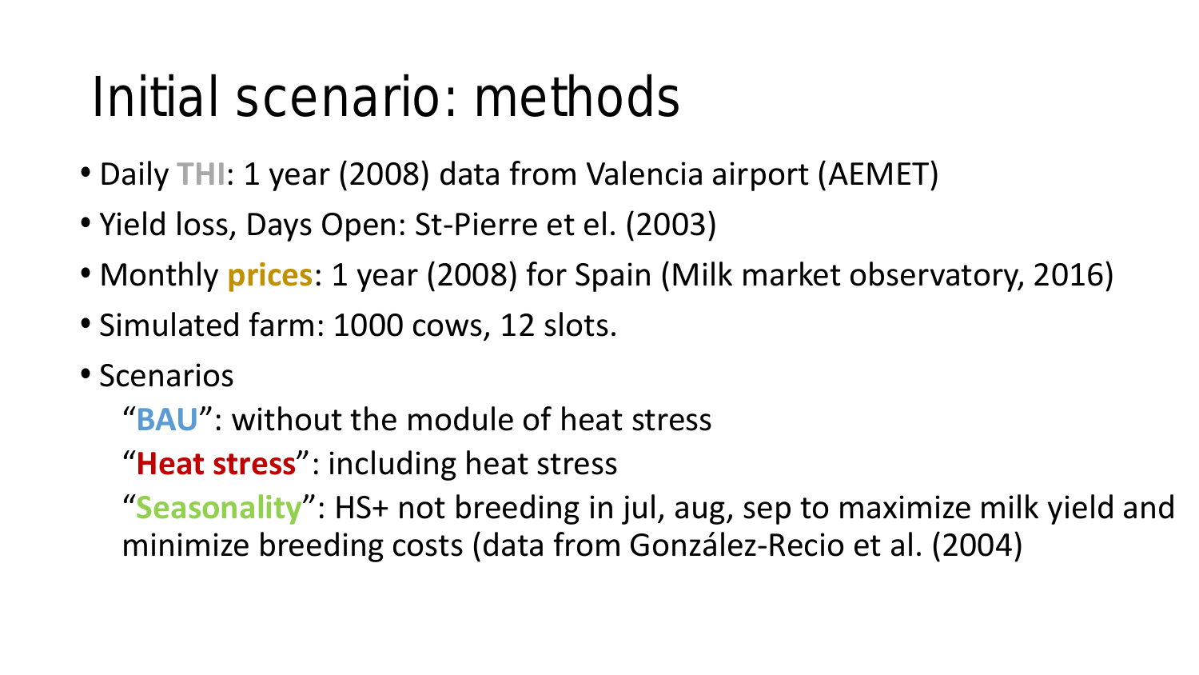# Initial scenario: methods

- Daily **THI**: 1 year (2008) data from Valencia airport (AEMET)
- Yield loss, Days Open: St-Pierre et el. (2003)
- Monthly **prices**: 1 year (2008) for Spain (Milk market observatory, 2016)
- Simulated farm: 1000 cows, 12 slots.
- Scenarios

  "**BAU**": without the module of heat stress

  "**Heat stress**": including heat stress

  "**Seasonality**": HS+ not breeding in jul, aug, sep to maximize milk yield and minimize breeding costs (data from González-Recio et al. (2004)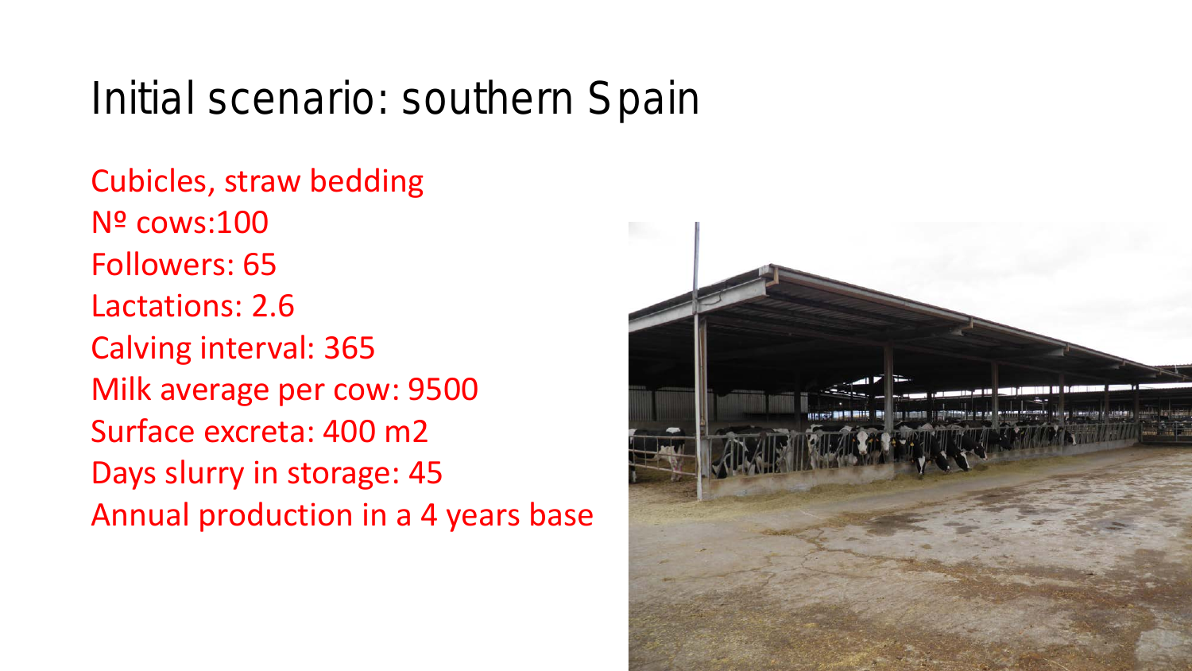# Initial scenario: southern Spain

Cubicles, straw bedding
Nº cows:100
Followers: 65
Lactations: 2.6
Calving interval: 365
Milk average per cow: 9500
Surface excreta: 400 m2
Days slurry in storage: 45
Annual production in a 4 years base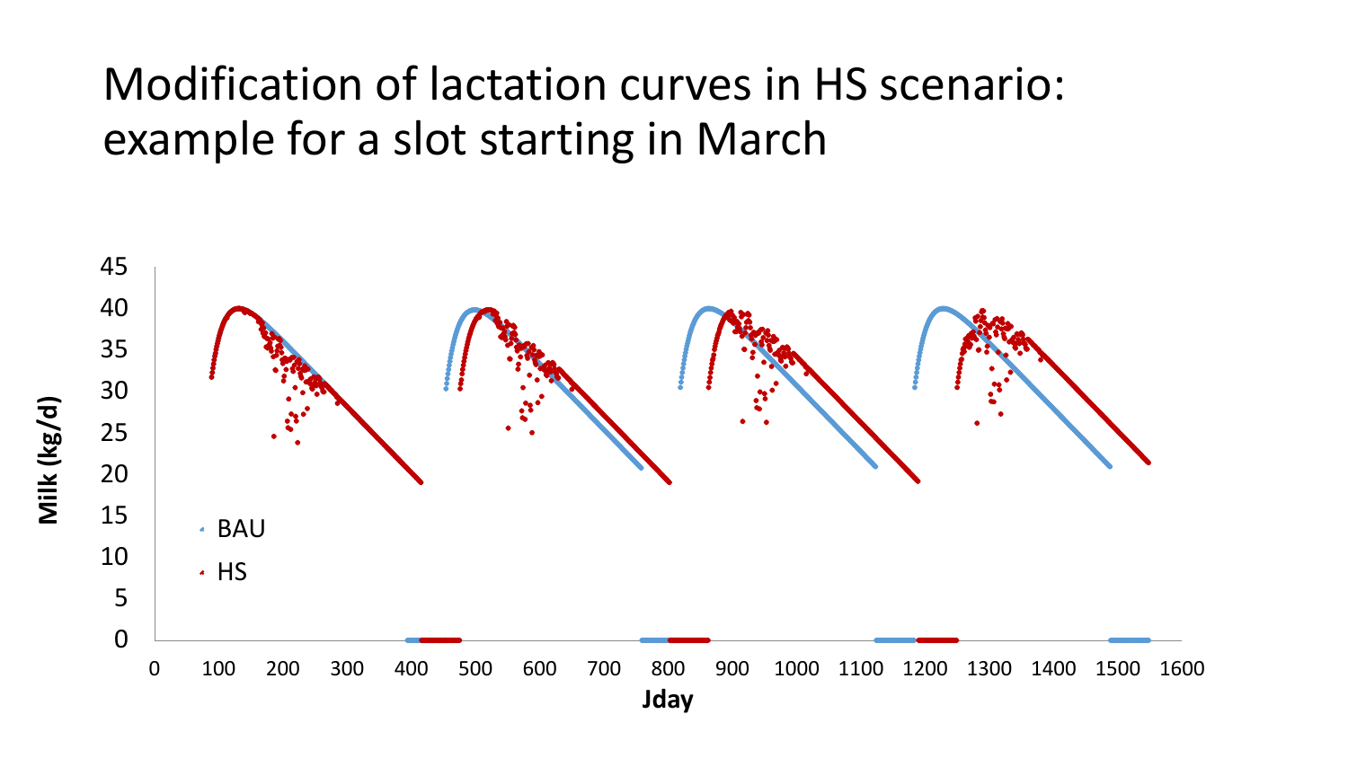# Modification of lactation curves in HS scenario: example for a slot starting in March

Milk (kg/d)

45
40
35
30
25
20
15
10
5
0

BAU
HS

0 100 200 300 400 500 600 700 800 900 1000 1100 1200 1300 1400 1500 1600

Jday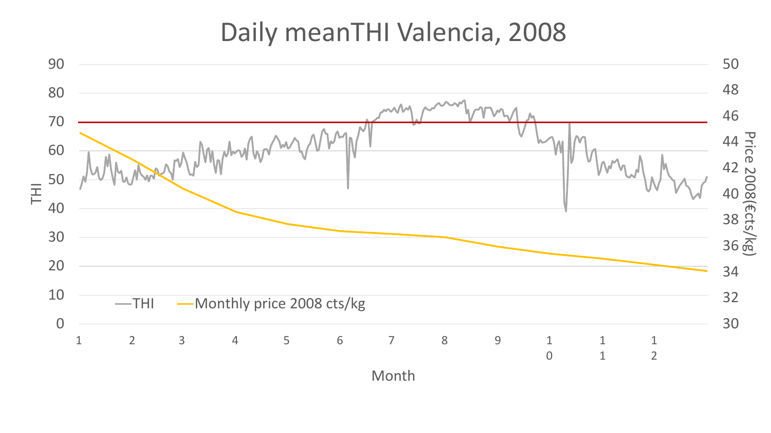# Daily meanTHI Valencia, 2008

THI axis: 0–90; Price 2008(€cts/kg) axis: 30–50; Month axis: 1–12

Legend: THI; Monthly price 2008 cts/kg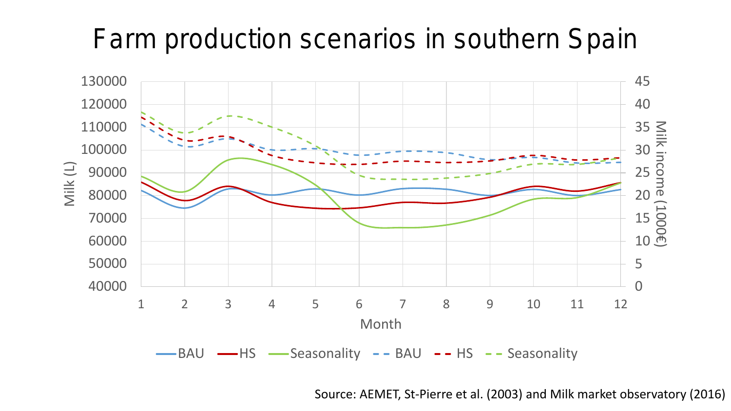# Farm production scenarios in southern Spain

Source: AEMET, St-Pierre et al. (2003) and Milk market observatory (2016)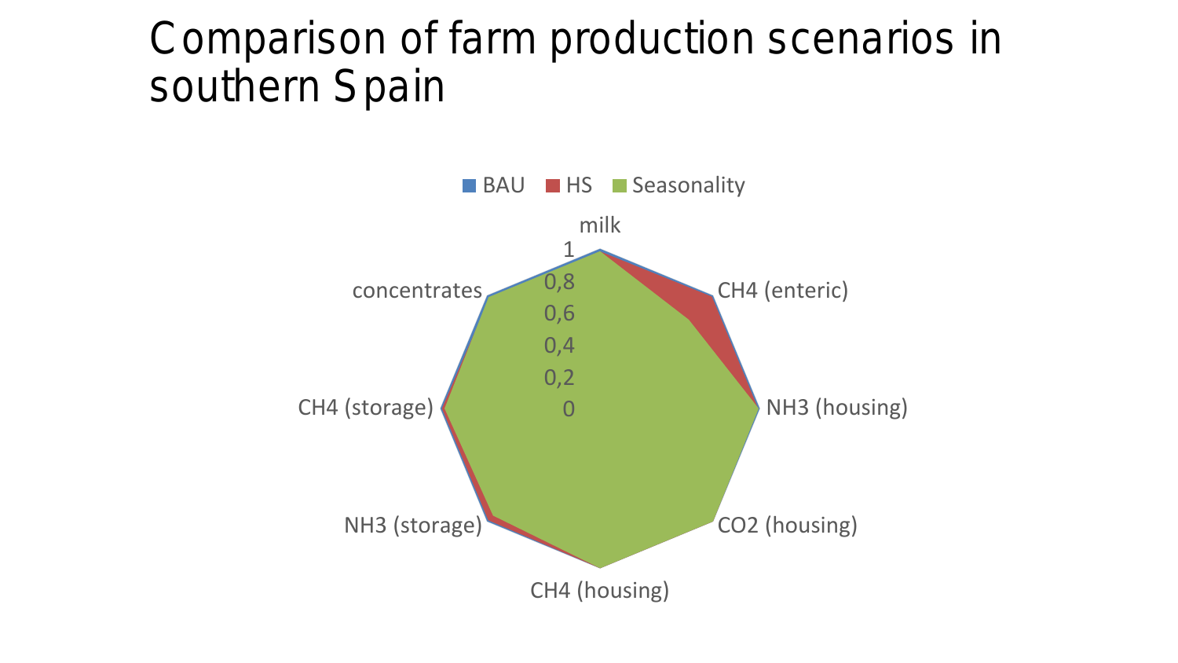# Comparison of farm production scenarios in southern Spain

BAU HS Seasonality

milk

CH4 (enteric)

NH3 (housing)

CO2 (housing)

CH4 (housing)

NH3 (storage)

CH4 (storage)

concentrates

1

0,8

0,6

0,4

0,2

0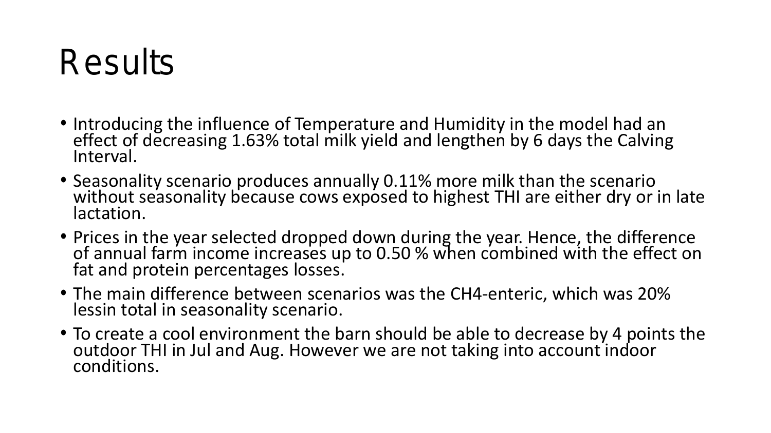# Results

- Introducing the influence of Temperature and Humidity in the model had an effect of decreasing 1.63% total milk yield and lengthen by 6 days the Calving Interval.
- Seasonality scenario produces annually 0.11% more milk than the scenario without seasonality because cows exposed to highest THI are either dry or in late lactation.
- Prices in the year selected dropped down during the year. Hence, the difference of annual farm income increases up to 0.50 % when combined with the effect on fat and protein percentages losses.
- The main difference between scenarios was the $CH_4$-enteric, which was 20% lessin total in seasonality scenario.
- To create a cool environment the barn should be able to decrease by 4 points the outdoor THI in Jul and Aug. However we are not taking into account indoor conditions.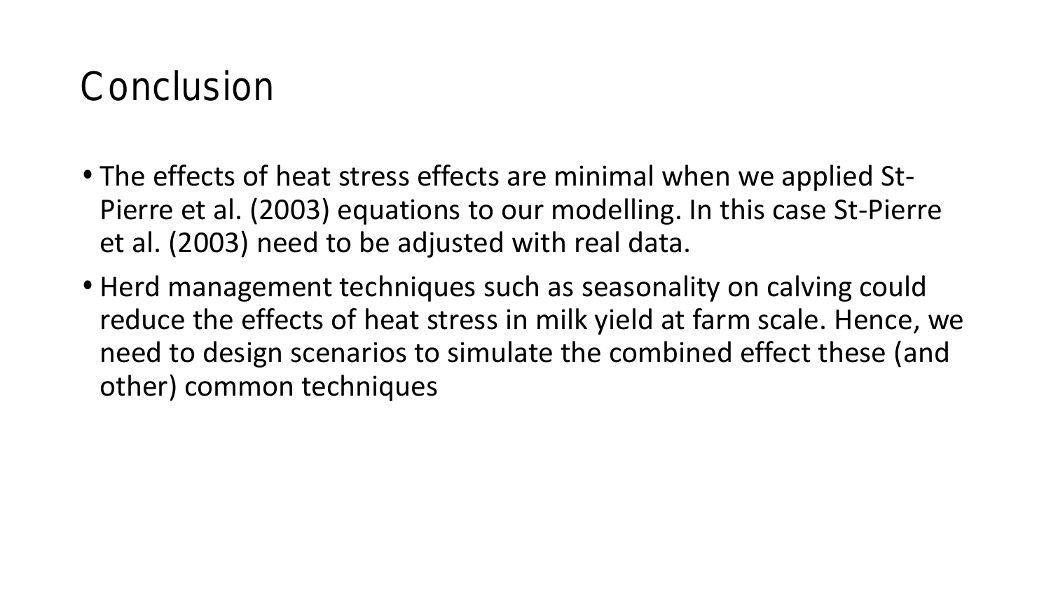# Conclusion

- The effects of heat stress effects are minimal when we applied St-Pierre et al. (2003) equations to our modelling. In this case St-Pierre et al. (2003) need to be adjusted with real data.
- Herd management techniques such as seasonality on calving could reduce the effects of heat stress in milk yield at farm scale. Hence, we need to design scenarios to simulate the combined effect these (and other) common techniques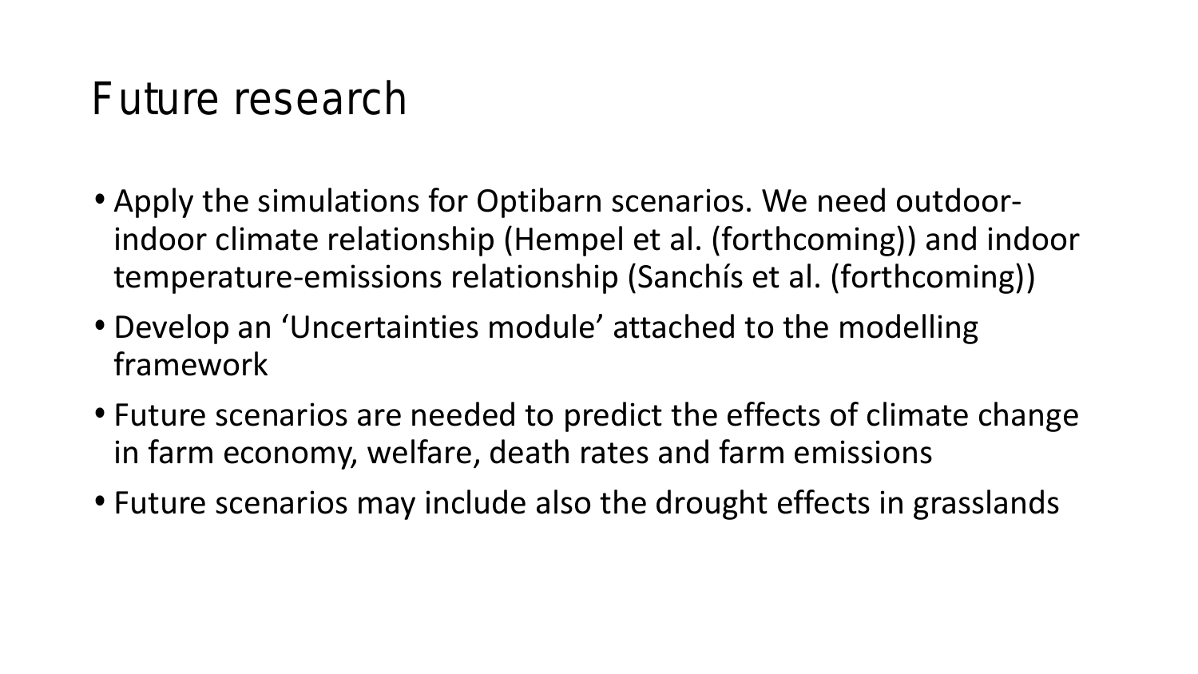# Future research

- Apply the simulations for Optibarn scenarios. We need outdoor-indoor climate relationship (Hempel et al. (forthcoming)) and indoor temperature-emissions relationship (Sanchís et al. (forthcoming))
- Develop an 'Uncertainties module' attached to the modelling framework
- Future scenarios are needed to predict the effects of climate change in farm economy, welfare, death rates and farm emissions
- Future scenarios may include also the drought effects in grasslands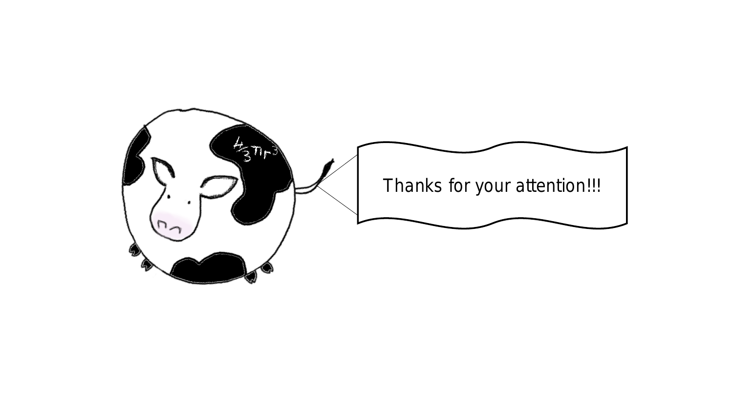Thanks for your attention!!!